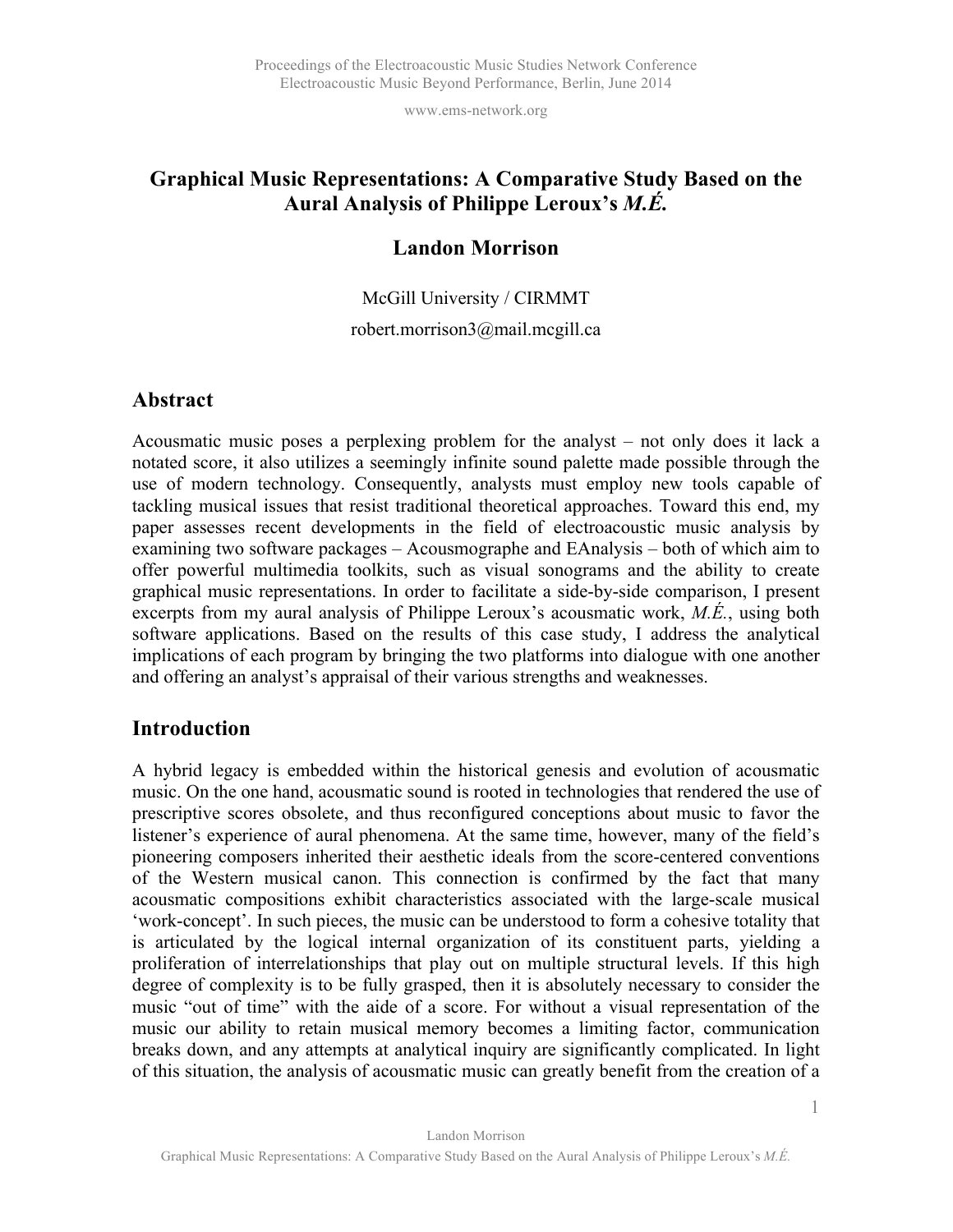# Graphical Music Representations: A Comparative Study Based on the Aural Analysis of Philippe Leroux's *M.É.*

**Landon Morrison**

McGill University / CIRMMT

robert.morrison3@mail.mcgill.ca

## Abstract

Acousmatic music poses a perplexing problem for the analyst – not only does it lack a notated score, it also utilizes a seemingly infinite sound palette made possible through the use of modern technology. Consequently, analysts must employ new tools capable of tackling musical issues that resist traditional theoretical approaches. Toward this end, my paper assesses recent developments in the field of electroacoustic music analysis by examining two software packages – Acousmographe and EAnalysis – both of which aim to offer powerful multimedia toolkits, such as visual sonograms and the ability to create graphical music representations. In order to facilitate a side-by-side comparison, I present excerpts from my aural analysis of Philippe Leroux's acousmatic work, *M.É.*, using both software applications. Based on the results of this case study, I address the analytical implications of each program by bringing the two platforms into dialogue with one another and offering an analyst's appraisal of their various strengths and weaknesses.

## Introduction

A hybrid legacy is embedded within the historical genesis and evolution of acousmatic music. On the one hand, acousmatic sound is rooted in technologies that rendered the use of prescriptive scores obsolete, and thus reconfigured conceptions about music to favor the listener's experience of aural phenomena. At the same time, however, many of the field's pioneering composers inherited their aesthetic ideals from the score-centered conventions of the Western musical canon. This connection is confirmed by the fact that many acousmatic compositions exhibit characteristics associated with the large-scale musical 'work-concept'. In such pieces, the music can be understood to form a cohesive totality that is articulated by the logical internal organization of its constituent parts, yielding a proliferation of interrelationships that play out on multiple structural levels. If this high degree of complexity is to be fully grasped, then it is absolutely necessary to consider the music "out of time" with the aide of a score. For without a visual representation of the music our ability to retain musical memory becomes a limiting factor, communication breaks down, and any attempts at analytical inquiry are significantly complicated. In light of this situation, the analysis of acousmatic music can greatly benefit from the creation of a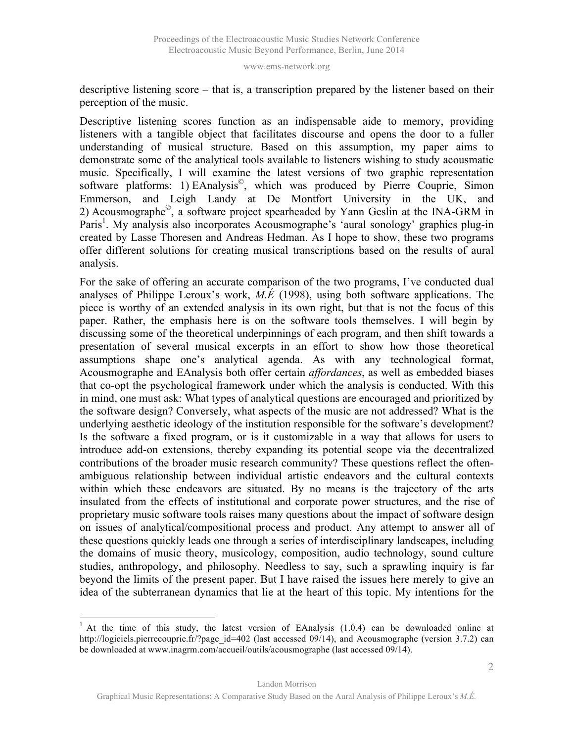descriptive listening score – that is, a transcription prepared by the listener based on their perception of the music.

Descriptive listening scores function as an indispensable aide to memory, providing listeners with a tangible object that facilitates discourse and opens the door to a fuller understanding of musical structure. Based on this assumption, my paper aims to demonstrate some of the analytical tools available to listeners wishing to study acousmatic music. Specifically, I will examine the latest versions of two graphic representation software platforms: 1) EAnalysis©, which was produced by Pierre Couprie, Simon Emmerson, and Leigh Landy at De Montfort University in the UK, and 2) Acousmographe©, a software project spearheaded by Yann Geslin at the INA-GRM in Paris[1]. My analysis also incorporates Acousmographe's 'aural sonology' graphics plug-in created by Lasse Thoresen and Andreas Hedman. As I hope to show, these two programs offer different solutions for creating musical transcriptions based on the results of aural analysis.

For the sake of offering an accurate comparison of the two programs, I've conducted dual analyses of Philippe Leroux's work, *M.É* (1998), using both software applications. The piece is worthy of an extended analysis in its own right, but that is not the focus of this paper. Rather, the emphasis here is on the software tools themselves. I will begin by discussing some of the theoretical underpinnings of each program, and then shift towards a presentation of several musical excerpts in an effort to show how those theoretical assumptions shape one's analytical agenda. As with any technological format, Acousmographe and EAnalysis both offer certain *affordances*, as well as embedded biases that co-opt the psychological framework under which the analysis is conducted. With this in mind, one must ask: What types of analytical questions are encouraged and prioritized by the software design? Conversely, what aspects of the music are not addressed? What is the underlying aesthetic ideology of the institution responsible for the software's development? Is the software a fixed program, or is it customizable in a way that allows for users to introduce add-on extensions, thereby expanding its potential scope via the decentralized contributions of the broader music research community? These questions reflect the often-ambiguous relationship between individual artistic endeavors and the cultural contexts within which these endeavors are situated. By no means is the trajectory of the arts insulated from the effects of institutional and corporate power structures, and the rise of proprietary music software tools raises many questions about the impact of software design on issues of analytical/compositional process and product. Any attempt to answer all of these questions quickly leads one through a series of interdisciplinary landscapes, including the domains of music theory, musicology, composition, audio technology, sound culture studies, anthropology, and philosophy. Needless to say, such a sprawling inquiry is far beyond the limits of the present paper. But I have raised the issues here merely to give an idea of the subterranean dynamics that lie at the heart of this topic. My intentions for the

[1] At the time of this study, the latest version of EAnalysis (1.0.4) can be downloaded online at http://logiciels.pierrecouprie.fr/?page_id=402 (last accessed 09/14), and Acousmographe (version 3.7.2) can be downloaded at www.inagrm.com/accueil/outils/acousmographe (last accessed 09/14).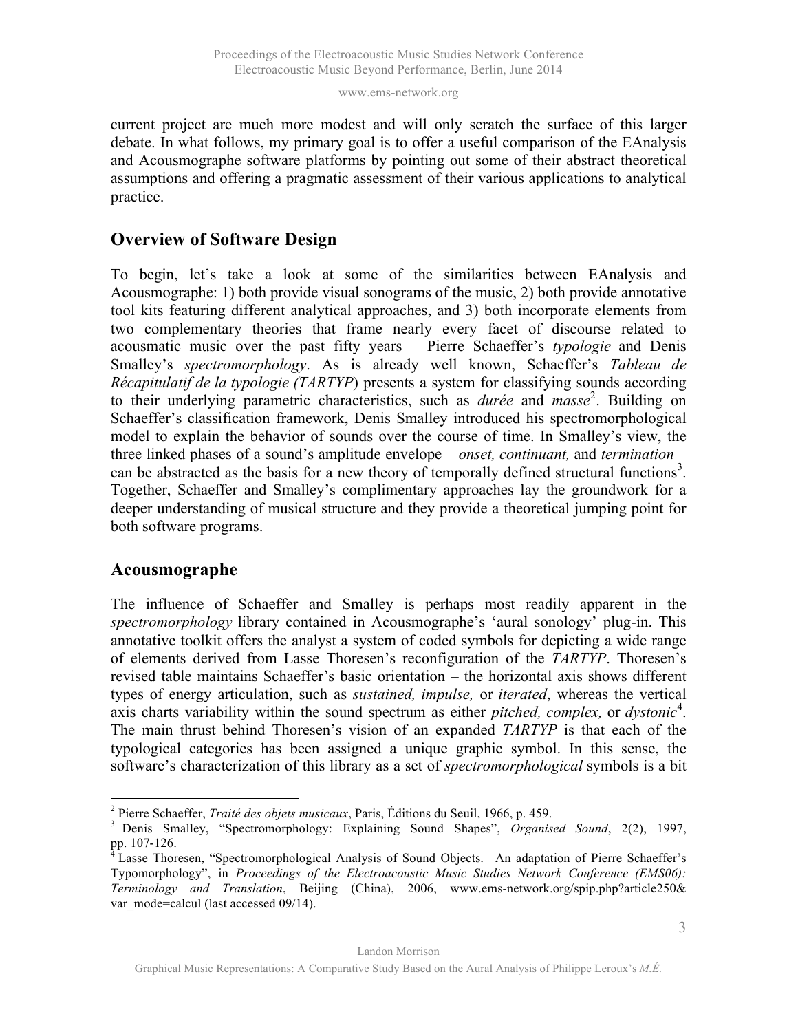current project are much more modest and will only scratch the surface of this larger debate. In what follows, my primary goal is to offer a useful comparison of the EAnalysis and Acousmographe software platforms by pointing out some of their abstract theoretical assumptions and offering a pragmatic assessment of their various applications to analytical practice.

## Overview of Software Design

To begin, let's take a look at some of the similarities between EAnalysis and Acousmographe: 1) both provide visual sonograms of the music, 2) both provide annotative tool kits featuring different analytical approaches, and 3) both incorporate elements from two complementary theories that frame nearly every facet of discourse related to acousmatic music over the past fifty years – Pierre Schaeffer's *typologie* and Denis Smalley's *spectromorphology*. As is already well known, Schaeffer's *Tableau de Récapitulatif de la typologie (TARTYP*) presents a system for classifying sounds according to their underlying parametric characteristics, such as *durée* and *masse*[2]. Building on Schaeffer's classification framework, Denis Smalley introduced his spectromorphological model to explain the behavior of sounds over the course of time. In Smalley's view, the three linked phases of a sound's amplitude envelope – *onset, continuant,* and *termination* – can be abstracted as the basis for a new theory of temporally defined structural functions[3]. Together, Schaeffer and Smalley's complimentary approaches lay the groundwork for a deeper understanding of musical structure and they provide a theoretical jumping point for both software programs.

## Acousmographe

The influence of Schaeffer and Smalley is perhaps most readily apparent in the *spectromorphology* library contained in Acousmographe's 'aural sonology' plug-in. This annotative toolkit offers the analyst a system of coded symbols for depicting a wide range of elements derived from Lasse Thoresen's reconfiguration of the *TARTYP*. Thoresen's revised table maintains Schaeffer's basic orientation – the horizontal axis shows different types of energy articulation, such as *sustained, impulse,* or *iterated*, whereas the vertical axis charts variability within the sound spectrum as either *pitched, complex,* or *dystonic*[4]. The main thrust behind Thoresen's vision of an expanded *TARTYP* is that each of the typological categories has been assigned a unique graphic symbol. In this sense, the software's characterization of this library as a set of *spectromorphological* symbols is a bit

---

[2] Pierre Schaeffer, *Traité des objets musicaux*, Paris, Éditions du Seuil, 1966, p. 459.

[3] Denis Smalley, "Spectromorphology: Explaining Sound Shapes", *Organised Sound*, 2(2), 1997, pp. 107-126.

[4] Lasse Thoresen, "Spectromorphological Analysis of Sound Objects. An adaptation of Pierre Schaeffer's Typomorphology", in *Proceedings of the Electroacoustic Music Studies Network Conference (EMS06): Terminology and Translation*, Beijing (China), 2006, www.ems-network.org/spip.php?article250&var_mode=calcul (last accessed 09/14).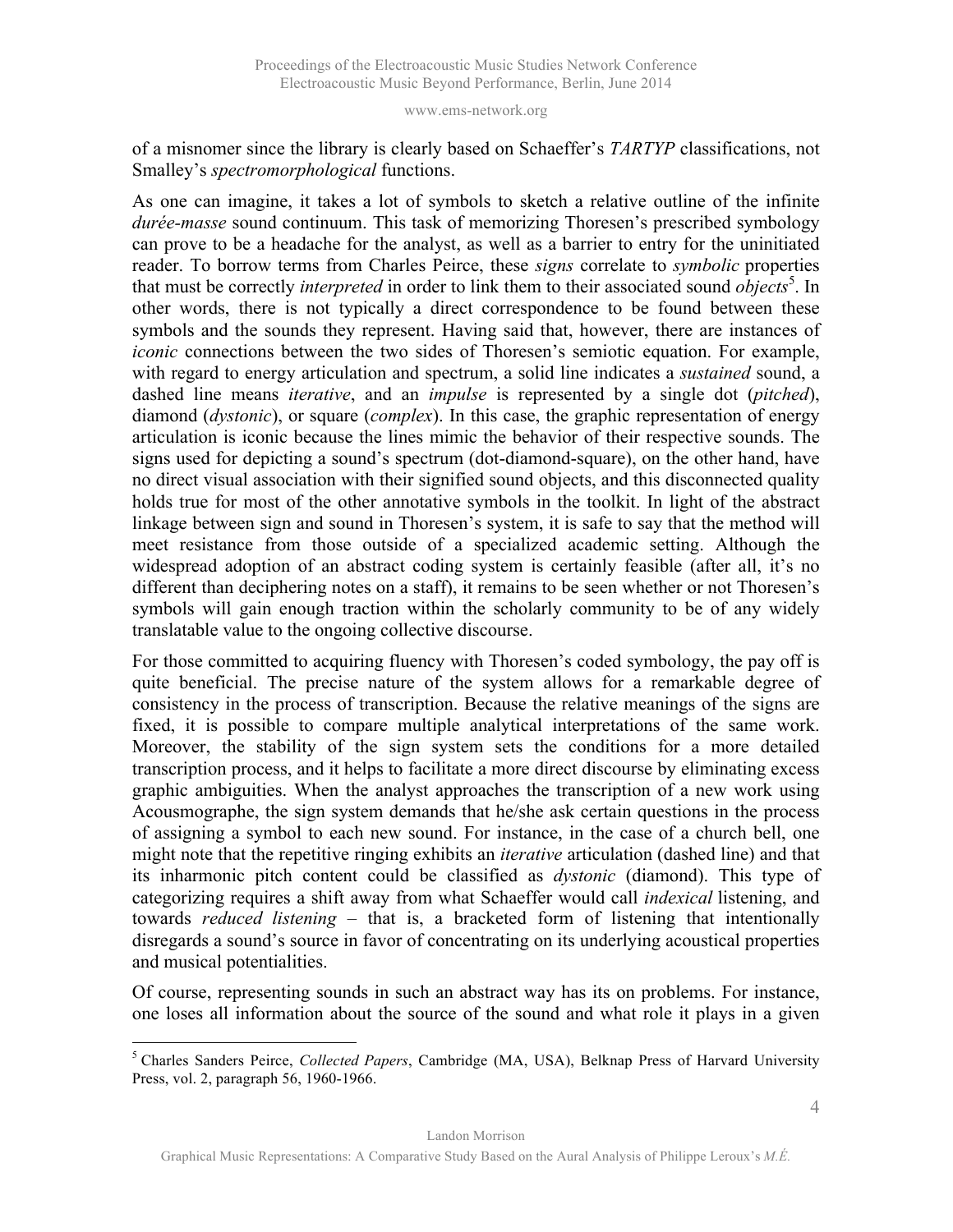of a misnomer since the library is clearly based on Schaeffer's *TARTYP* classifications, not Smalley's *spectromorphological* functions.

As one can imagine, it takes a lot of symbols to sketch a relative outline of the infinite *durée-masse* sound continuum. This task of memorizing Thoresen's prescribed symbology can prove to be a headache for the analyst, as well as a barrier to entry for the uninitiated reader. To borrow terms from Charles Peirce, these *signs* correlate to *symbolic* properties that must be correctly *interpreted* in order to link them to their associated sound *objects*[5]. In other words, there is not typically a direct correspondence to be found between these symbols and the sounds they represent. Having said that, however, there are instances of *iconic* connections between the two sides of Thoresen's semiotic equation. For example, with regard to energy articulation and spectrum, a solid line indicates a *sustained* sound, a dashed line means *iterative*, and an *impulse* is represented by a single dot (*pitched*), diamond (*dystonic*), or square (*complex*). In this case, the graphic representation of energy articulation is iconic because the lines mimic the behavior of their respective sounds. The signs used for depicting a sound's spectrum (dot-diamond-square), on the other hand, have no direct visual association with their signified sound objects, and this disconnected quality holds true for most of the other annotative symbols in the toolkit. In light of the abstract linkage between sign and sound in Thoresen's system, it is safe to say that the method will meet resistance from those outside of a specialized academic setting. Although the widespread adoption of an abstract coding system is certainly feasible (after all, it's no different than deciphering notes on a staff), it remains to be seen whether or not Thoresen's symbols will gain enough traction within the scholarly community to be of any widely translatable value to the ongoing collective discourse.

For those committed to acquiring fluency with Thoresen's coded symbology, the pay off is quite beneficial. The precise nature of the system allows for a remarkable degree of consistency in the process of transcription. Because the relative meanings of the signs are fixed, it is possible to compare multiple analytical interpretations of the same work. Moreover, the stability of the sign system sets the conditions for a more detailed transcription process, and it helps to facilitate a more direct discourse by eliminating excess graphic ambiguities. When the analyst approaches the transcription of a new work using Acousmographe, the sign system demands that he/she ask certain questions in the process of assigning a symbol to each new sound. For instance, in the case of a church bell, one might note that the repetitive ringing exhibits an *iterative* articulation (dashed line) and that its inharmonic pitch content could be classified as *dystonic* (diamond). This type of categorizing requires a shift away from what Schaeffer would call *indexical* listening, and towards *reduced listening* – that is, a bracketed form of listening that intentionally disregards a sound's source in favor of concentrating on its underlying acoustical properties and musical potentialities.

Of course, representing sounds in such an abstract way has its on problems. For instance, one loses all information about the source of the sound and what role it plays in a given

[5] Charles Sanders Peirce, *Collected Papers*, Cambridge (MA, USA), Belknap Press of Harvard University Press, vol. 2, paragraph 56, 1960-1966.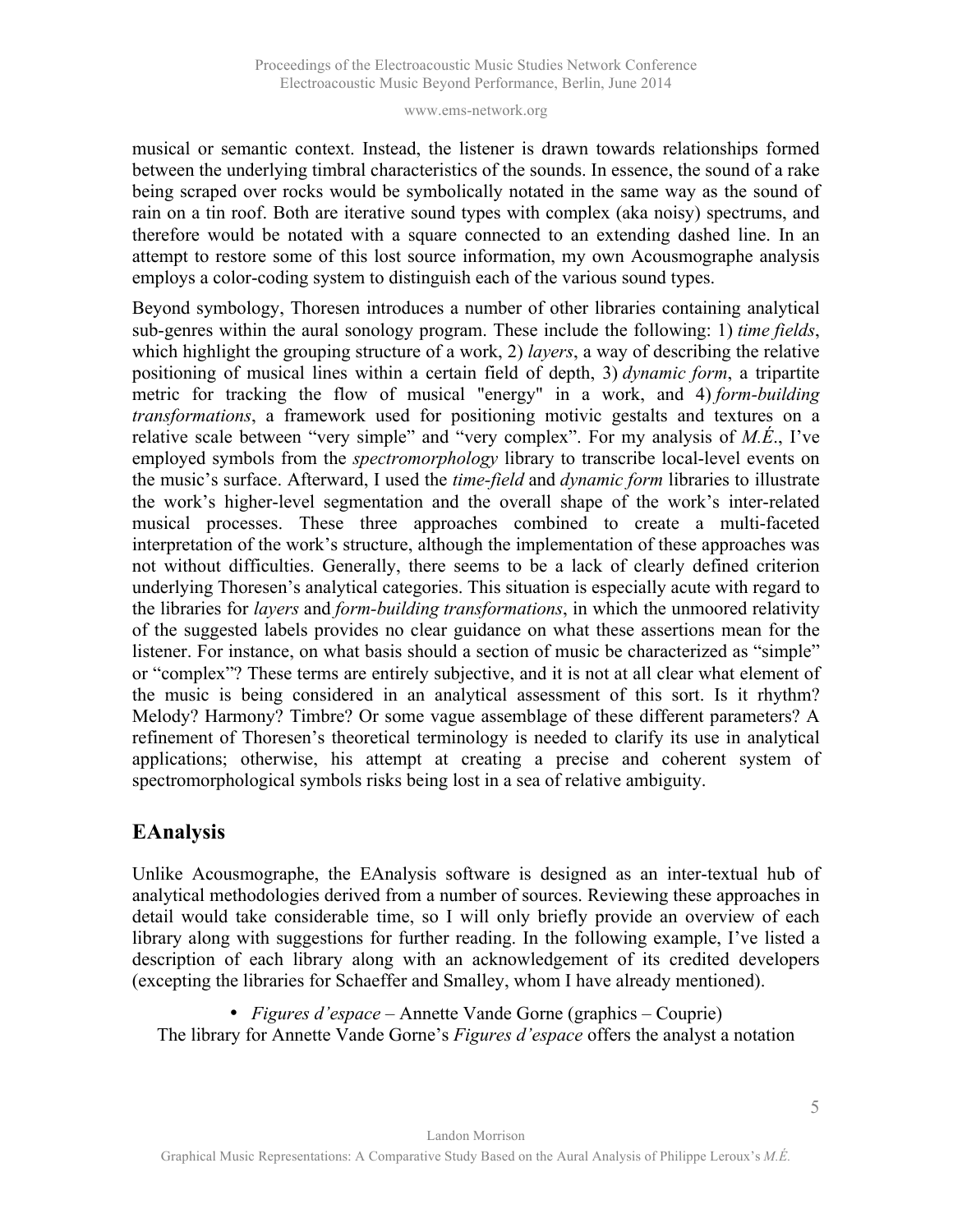musical or semantic context. Instead, the listener is drawn towards relationships formed between the underlying timbral characteristics of the sounds. In essence, the sound of a rake being scraped over rocks would be symbolically notated in the same way as the sound of rain on a tin roof. Both are iterative sound types with complex (aka noisy) spectrums, and therefore would be notated with a square connected to an extending dashed line. In an attempt to restore some of this lost source information, my own Acousmographe analysis employs a color-coding system to distinguish each of the various sound types.

Beyond symbology, Thoresen introduces a number of other libraries containing analytical sub-genres within the aural sonology program. These include the following: 1) *time fields*, which highlight the grouping structure of a work, 2) *layers*, a way of describing the relative positioning of musical lines within a certain field of depth, 3) *dynamic form*, a tripartite metric for tracking the flow of musical "energy" in a work, and 4) *form-building transformations*, a framework used for positioning motivic gestalts and textures on a relative scale between "very simple" and "very complex". For my analysis of *M.É.*, I've employed symbols from the *spectromorphology* library to transcribe local-level events on the music's surface. Afterward, I used the *time-field* and *dynamic form* libraries to illustrate the work's higher-level segmentation and the overall shape of the work's inter-related musical processes. These three approaches combined to create a multi-faceted interpretation of the work's structure, although the implementation of these approaches was not without difficulties. Generally, there seems to be a lack of clearly defined criterion underlying Thoresen's analytical categories. This situation is especially acute with regard to the libraries for *layers* and *form-building transformations*, in which the unmoored relativity of the suggested labels provides no clear guidance on what these assertions mean for the listener. For instance, on what basis should a section of music be characterized as "simple" or "complex"? These terms are entirely subjective, and it is not at all clear what element of the music is being considered in an analytical assessment of this sort. Is it rhythm? Melody? Harmony? Timbre? Or some vague assemblage of these different parameters? A refinement of Thoresen's theoretical terminology is needed to clarify its use in analytical applications; otherwise, his attempt at creating a precise and coherent system of spectromorphological symbols risks being lost in a sea of relative ambiguity.

## EAnalysis

Unlike Acousmographe, the EAnalysis software is designed as an inter-textual hub of analytical methodologies derived from a number of sources. Reviewing these approaches in detail would take considerable time, so I will only briefly provide an overview of each library along with suggestions for further reading. In the following example, I've listed a description of each library along with an acknowledgement of its credited developers (excepting the libraries for Schaeffer and Smalley, whom I have already mentioned).

- *Figures d'espace* – Annette Vande Gorne (graphics – Couprie)

The library for Annette Vande Gorne's *Figures d'espace* offers the analyst a notation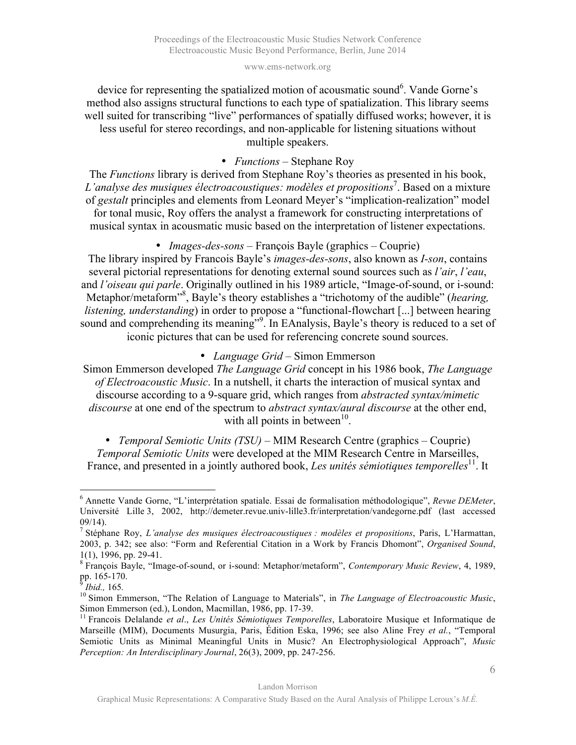device for representing the spatialized motion of acousmatic sound[6]. Vande Gorne's method also assigns structural functions to each type of spatialization. This library seems well suited for transcribing "live" performances of spatially diffused works; however, it is less useful for stereo recordings, and non-applicable for listening situations without multiple speakers.

- *Functions* – Stephane Roy

The *Functions* library is derived from Stephane Roy's theories as presented in his book, *L'analyse des musiques électroacoustiques: modèles et propositions*[7]. Based on a mixture of *gestalt* principles and elements from Leonard Meyer's "implication-realization" model for tonal music, Roy offers the analyst a framework for constructing interpretations of musical syntax in acousmatic music based on the interpretation of listener expectations.

- *Images-des-sons* – François Bayle (graphics – Couprie)

The library inspired by Francois Bayle's *images-des-sons*, also known as *I-son*, contains several pictorial representations for denoting external sound sources such as *l'air*, *l'eau*, and *l'oiseau qui parle*. Originally outlined in his 1989 article, "Image-of-sound, or i-sound: Metaphor/metaform"[8], Bayle's theory establishes a "trichotomy of the audible" (*hearing, listening, understanding*) in order to propose a "functional-flowchart [...] between hearing sound and comprehending its meaning"[9]. In EAnalysis, Bayle's theory is reduced to a set of iconic pictures that can be used for referencing concrete sound sources.

- *Language Grid* – Simon Emmerson

Simon Emmerson developed *The Language Grid* concept in his 1986 book, *The Language of Electroacoustic Music*. In a nutshell, it charts the interaction of musical syntax and discourse according to a 9-square grid, which ranges from *abstracted syntax/mimetic discourse* at one end of the spectrum to *abstract syntax/aural discourse* at the other end, with all points in between[10].

- *Temporal Semiotic Units (TSU)* – MIM Research Centre (graphics – Couprie)

*Temporal Semiotic Units* were developed at the MIM Research Centre in Marseilles, France, and presented in a jointly authored book, *Les unités sémiotiques temporelles*[11]. It

---

[6] Annette Vande Gorne, "L'interprétation spatiale. Essai de formalisation méthodologique", *Revue DEMeter*, Université Lille 3, 2002, http://demeter.revue.univ-lille3.fr/interpretation/vandegorne.pdf (last accessed 09/14).

[7] Stéphane Roy, *L'analyse des musiques électroacoustiques : modèles et propositions*, Paris, L'Harmattan, 2003, p. 342; see also: "Form and Referential Citation in a Work by Francis Dhomont", *Organised Sound*, 1(1), 1996, pp. 29-41.

[8] François Bayle, "Image-of-sound, or i-sound: Metaphor/metaform", *Contemporary Music Review*, 4, 1989, pp. 165-170.

[9] *Ibid.,* 165.

[10] Simon Emmerson, "The Relation of Language to Materials", in *The Language of Electroacoustic Music*, Simon Emmerson (ed.), London, Macmillan, 1986, pp. 17-39.

[11] Francois Delalande *et al*., *Les Unités Sémiotiques Temporelles*, Laboratoire Musique et Informatique de Marseille (MIM), Documents Musurgia, Paris, Édition Eska, 1996; see also Aline Frey *et al.*, "Temporal Semiotic Units as Minimal Meaningful Units in Music? An Electrophysiological Approach", *Music Perception: An Interdisciplinary Journal*, 26(3), 2009, pp. 247-256.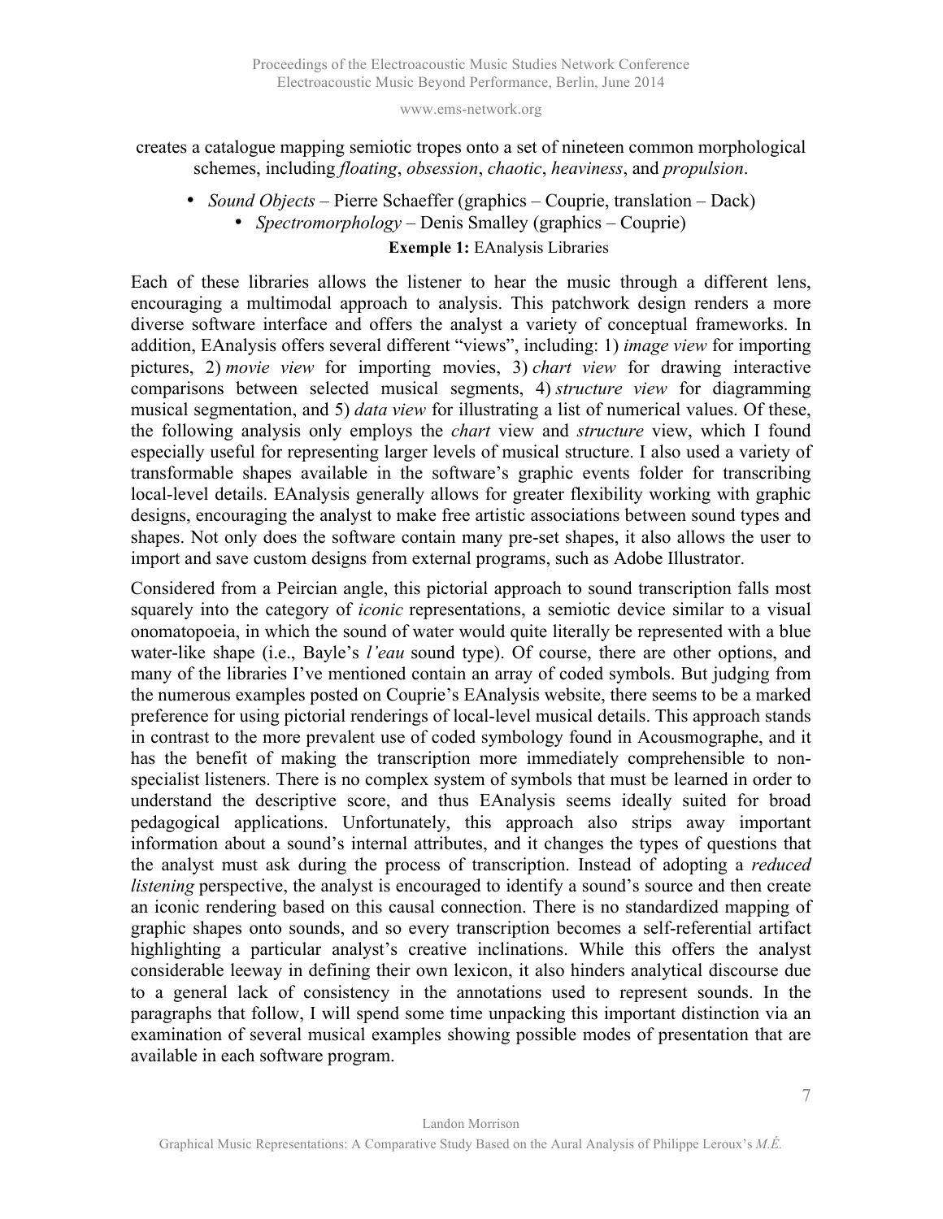creates a catalogue mapping semiotic tropes onto a set of nineteen common morphological schemes, including *floating*, *obsession*, *chaotic*, *heaviness*, and *propulsion*.

- *Sound Objects* – Pierre Schaeffer (graphics – Couprie, translation – Dack)
- *Spectromorphology* – Denis Smalley (graphics – Couprie)

**Exemple 1:** EAnalysis Libraries

Each of these libraries allows the listener to hear the music through a different lens, encouraging a multimodal approach to analysis. This patchwork design renders a more diverse software interface and offers the analyst a variety of conceptual frameworks. In addition, EAnalysis offers several different "views", including: 1) *image view* for importing pictures, 2) *movie view* for importing movies, 3) *chart view* for drawing interactive comparisons between selected musical segments, 4) *structure view* for diagramming musical segmentation, and 5) *data view* for illustrating a list of numerical values. Of these, the following analysis only employs the *chart* view and *structure* view, which I found especially useful for representing larger levels of musical structure. I also used a variety of transformable shapes available in the software's graphic events folder for transcribing local-level details. EAnalysis generally allows for greater flexibility working with graphic designs, encouraging the analyst to make free artistic associations between sound types and shapes. Not only does the software contain many pre-set shapes, it also allows the user to import and save custom designs from external programs, such as Adobe Illustrator.

Considered from a Peircian angle, this pictorial approach to sound transcription falls most squarely into the category of *iconic* representations, a semiotic device similar to a visual onomatopoeia, in which the sound of water would quite literally be represented with a blue water-like shape (i.e., Bayle's *l'eau* sound type). Of course, there are other options, and many of the libraries I've mentioned contain an array of coded symbols. But judging from the numerous examples posted on Couprie's EAnalysis website, there seems to be a marked preference for using pictorial renderings of local-level musical details. This approach stands in contrast to the more prevalent use of coded symbology found in Acousmographe, and it has the benefit of making the transcription more immediately comprehensible to non-specialist listeners. There is no complex system of symbols that must be learned in order to understand the descriptive score, and thus EAnalysis seems ideally suited for broad pedagogical applications. Unfortunately, this approach also strips away important information about a sound's internal attributes, and it changes the types of questions that the analyst must ask during the process of transcription. Instead of adopting a *reduced listening* perspective, the analyst is encouraged to identify a sound's source and then create an iconic rendering based on this causal connection. There is no standardized mapping of graphic shapes onto sounds, and so every transcription becomes a self-referential artifact highlighting a particular analyst's creative inclinations. While this offers the analyst considerable leeway in defining their own lexicon, it also hinders analytical discourse due to a general lack of consistency in the annotations used to represent sounds. In the paragraphs that follow, I will spend some time unpacking this important distinction via an examination of several musical examples showing possible modes of presentation that are available in each software program.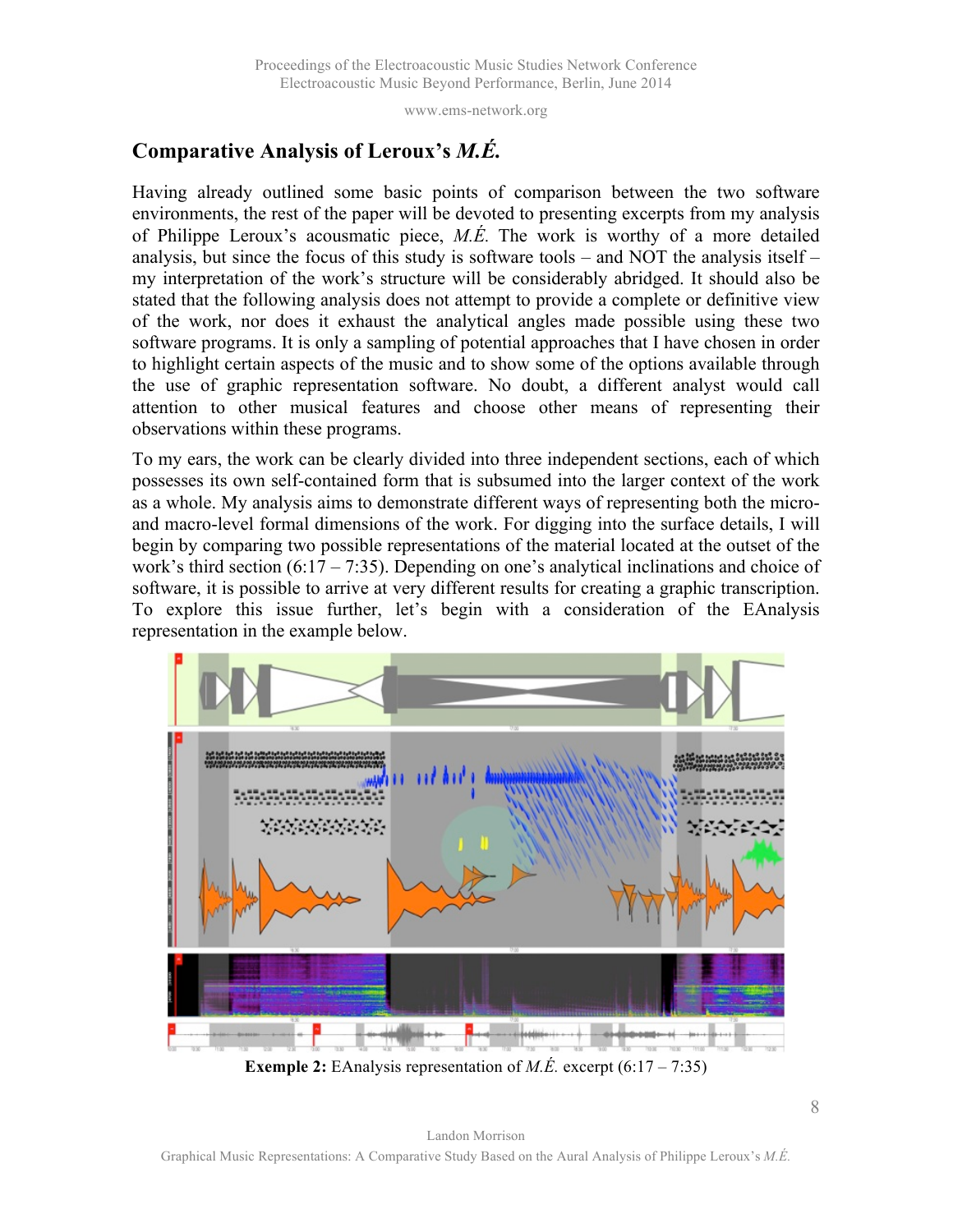## Comparative Analysis of Leroux's *M.É.*

Having already outlined some basic points of comparison between the two software environments, the rest of the paper will be devoted to presenting excerpts from my analysis of Philippe Leroux's acousmatic piece, *M.É.* The work is worthy of a more detailed analysis, but since the focus of this study is software tools – and NOT the analysis itself – my interpretation of the work's structure will be considerably abridged. It should also be stated that the following analysis does not attempt to provide a complete or definitive view of the work, nor does it exhaust the analytical angles made possible using these two software programs. It is only a sampling of potential approaches that I have chosen in order to highlight certain aspects of the music and to show some of the options available through the use of graphic representation software. No doubt, a different analyst would call attention to other musical features and choose other means of representing their observations within these programs.

To my ears, the work can be clearly divided into three independent sections, each of which possesses its own self-contained form that is subsumed into the larger context of the work as a whole. My analysis aims to demonstrate different ways of representing both the micro- and macro-level formal dimensions of the work. For digging into the surface details, I will begin by comparing two possible representations of the material located at the outset of the work's third section (6:17 – 7:35). Depending on one's analytical inclinations and choice of software, it is possible to arrive at very different results for creating a graphic transcription. To explore this issue further, let's begin with a consideration of the EAnalysis representation in the example below.

**Exemple 2:** EAnalysis representation of *M.É.* excerpt (6:17 – 7:35)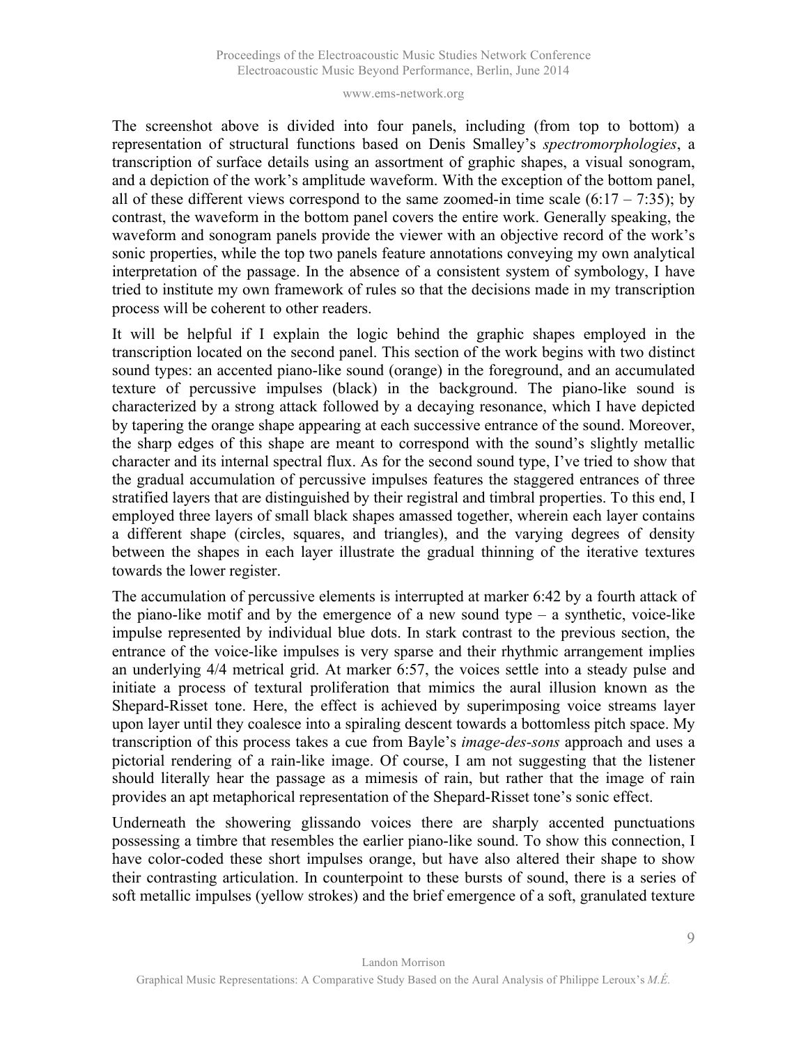The screenshot above is divided into four panels, including (from top to bottom) a representation of structural functions based on Denis Smalley's *spectromorphologies*, a transcription of surface details using an assortment of graphic shapes, a visual sonogram, and a depiction of the work's amplitude waveform. With the exception of the bottom panel, all of these different views correspond to the same zoomed-in time scale (6:17 – 7:35); by contrast, the waveform in the bottom panel covers the entire work. Generally speaking, the waveform and sonogram panels provide the viewer with an objective record of the work's sonic properties, while the top two panels feature annotations conveying my own analytical interpretation of the passage. In the absence of a consistent system of symbology, I have tried to institute my own framework of rules so that the decisions made in my transcription process will be coherent to other readers.

It will be helpful if I explain the logic behind the graphic shapes employed in the transcription located on the second panel. This section of the work begins with two distinct sound types: an accented piano-like sound (orange) in the foreground, and an accumulated texture of percussive impulses (black) in the background. The piano-like sound is characterized by a strong attack followed by a decaying resonance, which I have depicted by tapering the orange shape appearing at each successive entrance of the sound. Moreover, the sharp edges of this shape are meant to correspond with the sound's slightly metallic character and its internal spectral flux. As for the second sound type, I've tried to show that the gradual accumulation of percussive impulses features the staggered entrances of three stratified layers that are distinguished by their registral and timbral properties. To this end, I employed three layers of small black shapes amassed together, wherein each layer contains a different shape (circles, squares, and triangles), and the varying degrees of density between the shapes in each layer illustrate the gradual thinning of the iterative textures towards the lower register.

The accumulation of percussive elements is interrupted at marker 6:42 by a fourth attack of the piano-like motif and by the emergence of a new sound type – a synthetic, voice-like impulse represented by individual blue dots. In stark contrast to the previous section, the entrance of the voice-like impulses is very sparse and their rhythmic arrangement implies an underlying 4/4 metrical grid. At marker 6:57, the voices settle into a steady pulse and initiate a process of textural proliferation that mimics the aural illusion known as the Shepard-Risset tone. Here, the effect is achieved by superimposing voice streams layer upon layer until they coalesce into a spiraling descent towards a bottomless pitch space. My transcription of this process takes a cue from Bayle's *image-des-sons* approach and uses a pictorial rendering of a rain-like image. Of course, I am not suggesting that the listener should literally hear the passage as a mimesis of rain, but rather that the image of rain provides an apt metaphorical representation of the Shepard-Risset tone's sonic effect.

Underneath the showering glissando voices there are sharply accented punctuations possessing a timbre that resembles the earlier piano-like sound. To show this connection, I have color-coded these short impulses orange, but have also altered their shape to show their contrasting articulation. In counterpoint to these bursts of sound, there is a series of soft metallic impulses (yellow strokes) and the brief emergence of a soft, granulated texture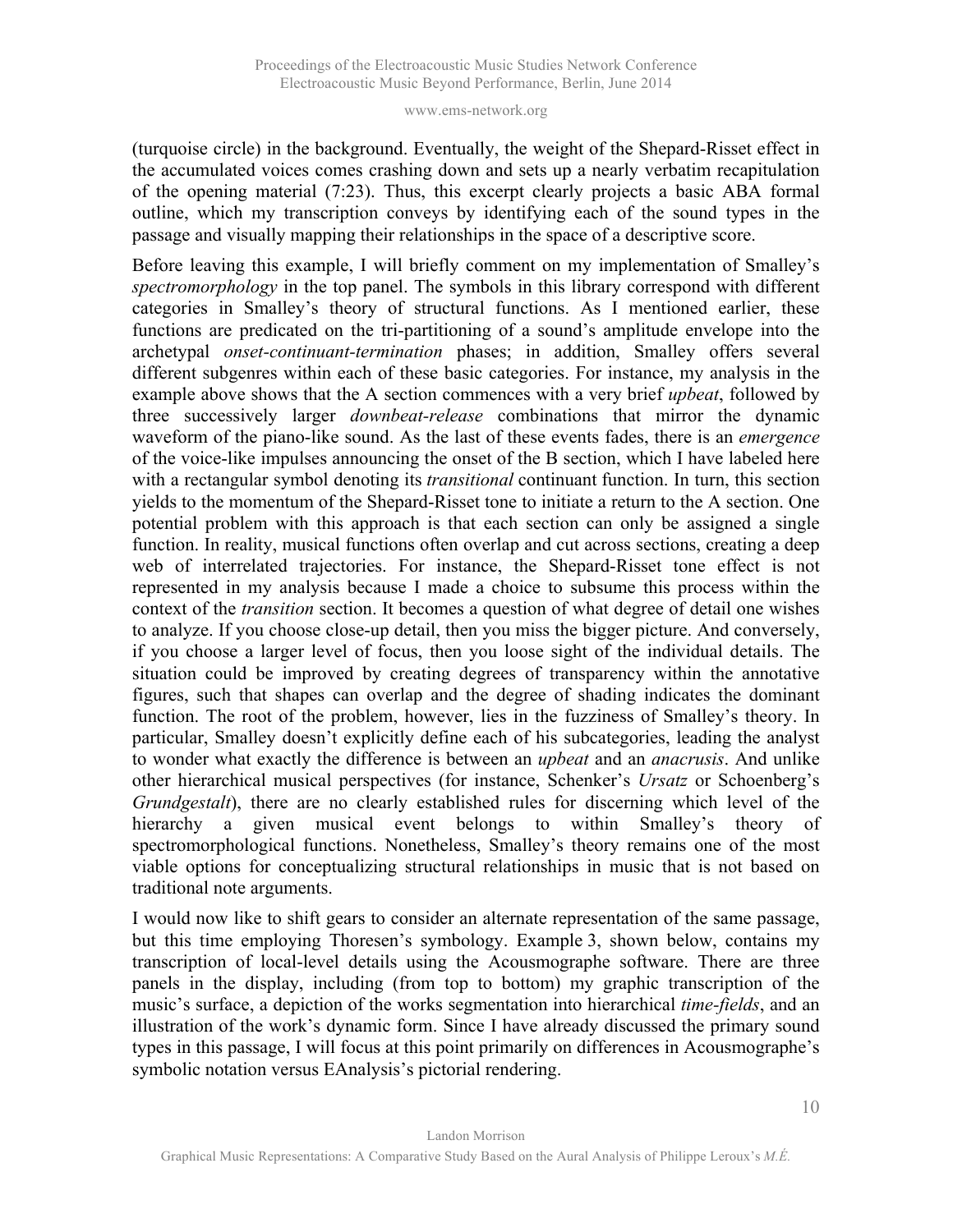(turquoise circle) in the background. Eventually, the weight of the Shepard-Risset effect in the accumulated voices comes crashing down and sets up a nearly verbatim recapitulation of the opening material (7:23). Thus, this excerpt clearly projects a basic ABA formal outline, which my transcription conveys by identifying each of the sound types in the passage and visually mapping their relationships in the space of a descriptive score.

Before leaving this example, I will briefly comment on my implementation of Smalley's *spectromorphology* in the top panel. The symbols in this library correspond with different categories in Smalley's theory of structural functions. As I mentioned earlier, these functions are predicated on the tri-partitioning of a sound's amplitude envelope into the archetypal *onset-continuant-termination* phases; in addition, Smalley offers several different subgenres within each of these basic categories. For instance, my analysis in the example above shows that the A section commences with a very brief *upbeat*, followed by three successively larger *downbeat-release* combinations that mirror the dynamic waveform of the piano-like sound. As the last of these events fades, there is an *emergence* of the voice-like impulses announcing the onset of the B section, which I have labeled here with a rectangular symbol denoting its *transitional* continuant function. In turn, this section yields to the momentum of the Shepard-Risset tone to initiate a return to the A section. One potential problem with this approach is that each section can only be assigned a single function. In reality, musical functions often overlap and cut across sections, creating a deep web of interrelated trajectories. For instance, the Shepard-Risset tone effect is not represented in my analysis because I made a choice to subsume this process within the context of the *transition* section. It becomes a question of what degree of detail one wishes to analyze. If you choose close-up detail, then you miss the bigger picture. And conversely, if you choose a larger level of focus, then you loose sight of the individual details. The situation could be improved by creating degrees of transparency within the annotative figures, such that shapes can overlap and the degree of shading indicates the dominant function. The root of the problem, however, lies in the fuzziness of Smalley's theory. In particular, Smalley doesn't explicitly define each of his subcategories, leading the analyst to wonder what exactly the difference is between an *upbeat* and an *anacrusis*. And unlike other hierarchical musical perspectives (for instance, Schenker's *Ursatz* or Schoenberg's *Grundgestalt*), there are no clearly established rules for discerning which level of the hierarchy a given musical event belongs to within Smalley's theory of spectromorphological functions. Nonetheless, Smalley's theory remains one of the most viable options for conceptualizing structural relationships in music that is not based on traditional note arguments.

I would now like to shift gears to consider an alternate representation of the same passage, but this time employing Thoresen's symbology. Example 3, shown below, contains my transcription of local-level details using the Acousmographe software. There are three panels in the display, including (from top to bottom) my graphic transcription of the music's surface, a depiction of the works segmentation into hierarchical *time-fields*, and an illustration of the work's dynamic form. Since I have already discussed the primary sound types in this passage, I will focus at this point primarily on differences in Acousmographe's symbolic notation versus EAnalysis's pictorial rendering.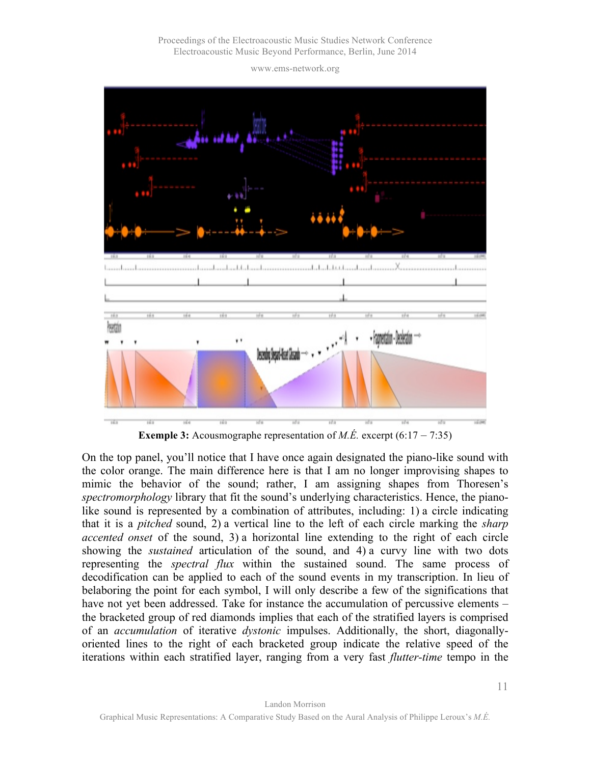**Exemple 3:** Acousmographe representation of *M.É.* excerpt (6:17 – 7:35)

On the top panel, you'll notice that I have once again designated the piano-like sound with the color orange. The main difference here is that I am no longer improvising shapes to mimic the behavior of the sound; rather, I am assigning shapes from Thoresen's *spectromorphology* library that fit the sound's underlying characteristics. Hence, the piano-like sound is represented by a combination of attributes, including: 1) a circle indicating that it is a *pitched* sound, 2) a vertical line to the left of each circle marking the *sharp accented onset* of the sound, 3) a horizontal line extending to the right of each circle showing the *sustained* articulation of the sound, and 4) a curvy line with two dots representing the *spectral flux* within the sustained sound. The same process of decodification can be applied to each of the sound events in my transcription. In lieu of belaboring the point for each symbol, I will only describe a few of the significations that have not yet been addressed. Take for instance the accumulation of percussive elements – the bracketed group of red diamonds implies that each of the stratified layers is comprised of an *accumulation* of iterative *dystonic* impulses. Additionally, the short, diagonally-oriented lines to the right of each bracketed group indicate the relative speed of the iterations within each stratified layer, ranging from a very fast *flutter-time* tempo in the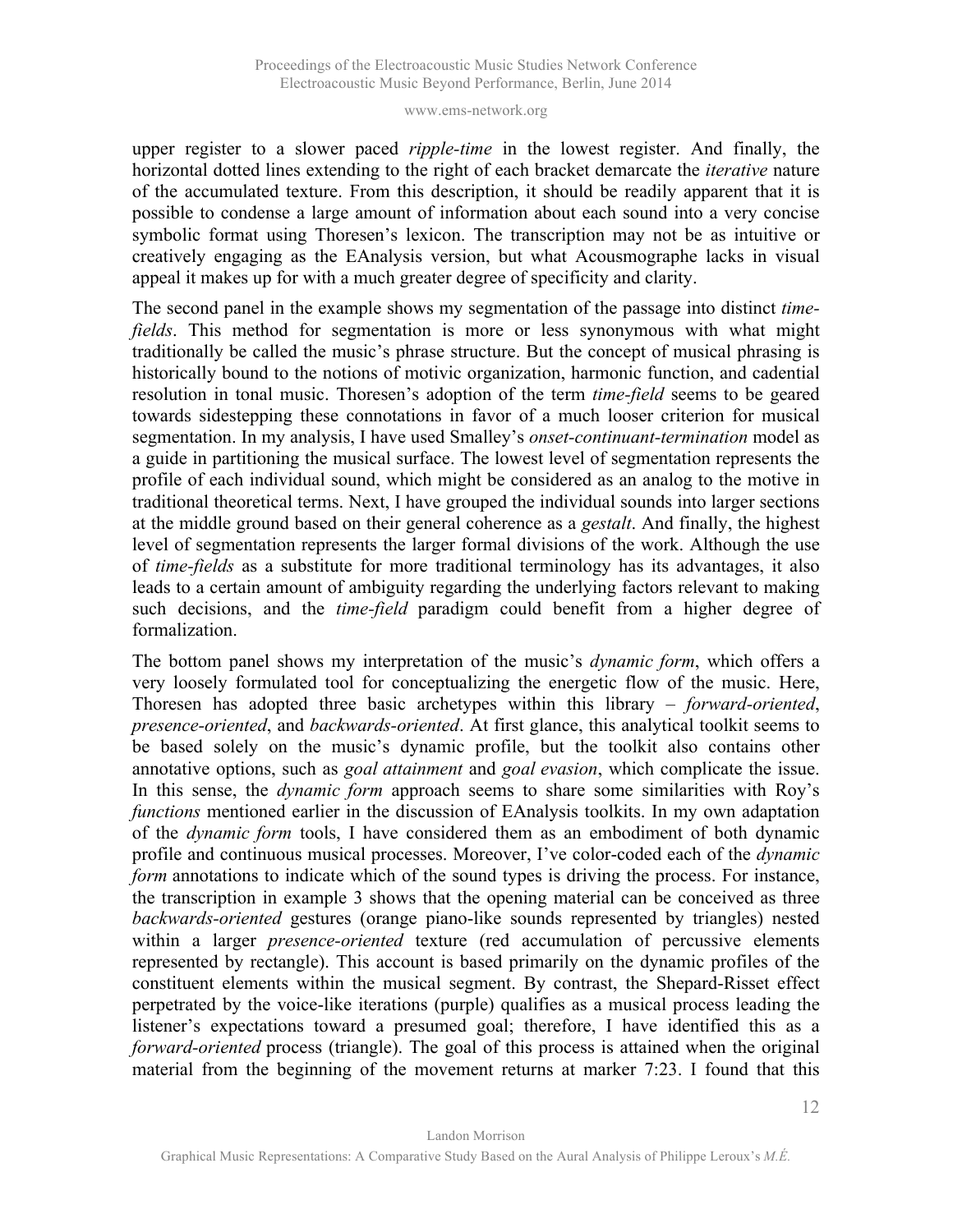upper register to a slower paced *ripple-time* in the lowest register. And finally, the horizontal dotted lines extending to the right of each bracket demarcate the *iterative* nature of the accumulated texture. From this description, it should be readily apparent that it is possible to condense a large amount of information about each sound into a very concise symbolic format using Thoresen's lexicon. The transcription may not be as intuitive or creatively engaging as the EAnalysis version, but what Acousmographe lacks in visual appeal it makes up for with a much greater degree of specificity and clarity.

The second panel in the example shows my segmentation of the passage into distinct *time-fields*. This method for segmentation is more or less synonymous with what might traditionally be called the music's phrase structure. But the concept of musical phrasing is historically bound to the notions of motivic organization, harmonic function, and cadential resolution in tonal music. Thoresen's adoption of the term *time-field* seems to be geared towards sidestepping these connotations in favor of a much looser criterion for musical segmentation. In my analysis, I have used Smalley's *onset-continuant-termination* model as a guide in partitioning the musical surface. The lowest level of segmentation represents the profile of each individual sound, which might be considered as an analog to the motive in traditional theoretical terms. Next, I have grouped the individual sounds into larger sections at the middle ground based on their general coherence as a *gestalt*. And finally, the highest level of segmentation represents the larger formal divisions of the work. Although the use of *time-fields* as a substitute for more traditional terminology has its advantages, it also leads to a certain amount of ambiguity regarding the underlying factors relevant to making such decisions, and the *time-field* paradigm could benefit from a higher degree of formalization.

The bottom panel shows my interpretation of the music's *dynamic form*, which offers a very loosely formulated tool for conceptualizing the energetic flow of the music. Here, Thoresen has adopted three basic archetypes within this library – *forward-oriented*, *presence-oriented*, and *backwards-oriented*. At first glance, this analytical toolkit seems to be based solely on the music's dynamic profile, but the toolkit also contains other annotative options, such as *goal attainment* and *goal evasion*, which complicate the issue. In this sense, the *dynamic form* approach seems to share some similarities with Roy's *functions* mentioned earlier in the discussion of EAnalysis toolkits. In my own adaptation of the *dynamic form* tools, I have considered them as an embodiment of both dynamic profile and continuous musical processes. Moreover, I've color-coded each of the *dynamic form* annotations to indicate which of the sound types is driving the process. For instance, the transcription in example 3 shows that the opening material can be conceived as three *backwards-oriented* gestures (orange piano-like sounds represented by triangles) nested within a larger *presence-oriented* texture (red accumulation of percussive elements represented by rectangle). This account is based primarily on the dynamic profiles of the constituent elements within the musical segment. By contrast, the Shepard-Risset effect perpetrated by the voice-like iterations (purple) qualifies as a musical process leading the listener's expectations toward a presumed goal; therefore, I have identified this as a *forward-oriented* process (triangle). The goal of this process is attained when the original material from the beginning of the movement returns at marker 7:23. I found that this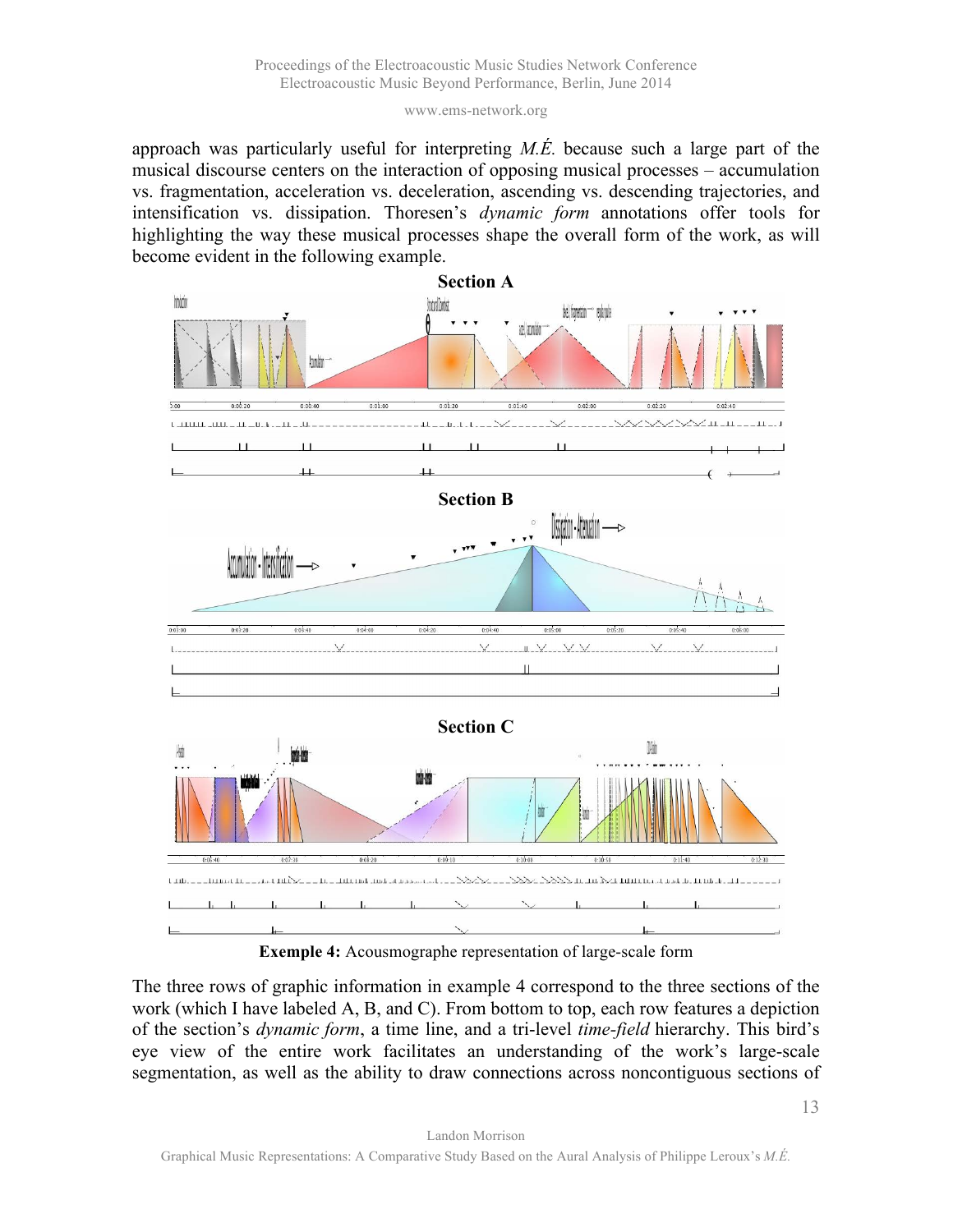approach was particularly useful for interpreting *M.É.* because such a large part of the musical discourse centers on the interaction of opposing musical processes – accumulation vs. fragmentation, acceleration vs. deceleration, ascending vs. descending trajectories, and intensification vs. dissipation. Thoresen's *dynamic form* annotations offer tools for highlighting the way these musical processes shape the overall form of the work, as will become evident in the following example.

**Section A**

**Section B**

**Section C**

**Exemple 4:** Acousmographe representation of large-scale form

The three rows of graphic information in example 4 correspond to the three sections of the work (which I have labeled A, B, and C). From bottom to top, each row features a depiction of the section's *dynamic form*, a time line, and a tri-level *time-field* hierarchy. This bird's eye view of the entire work facilitates an understanding of the work's large-scale segmentation, as well as the ability to draw connections across noncontiguous sections of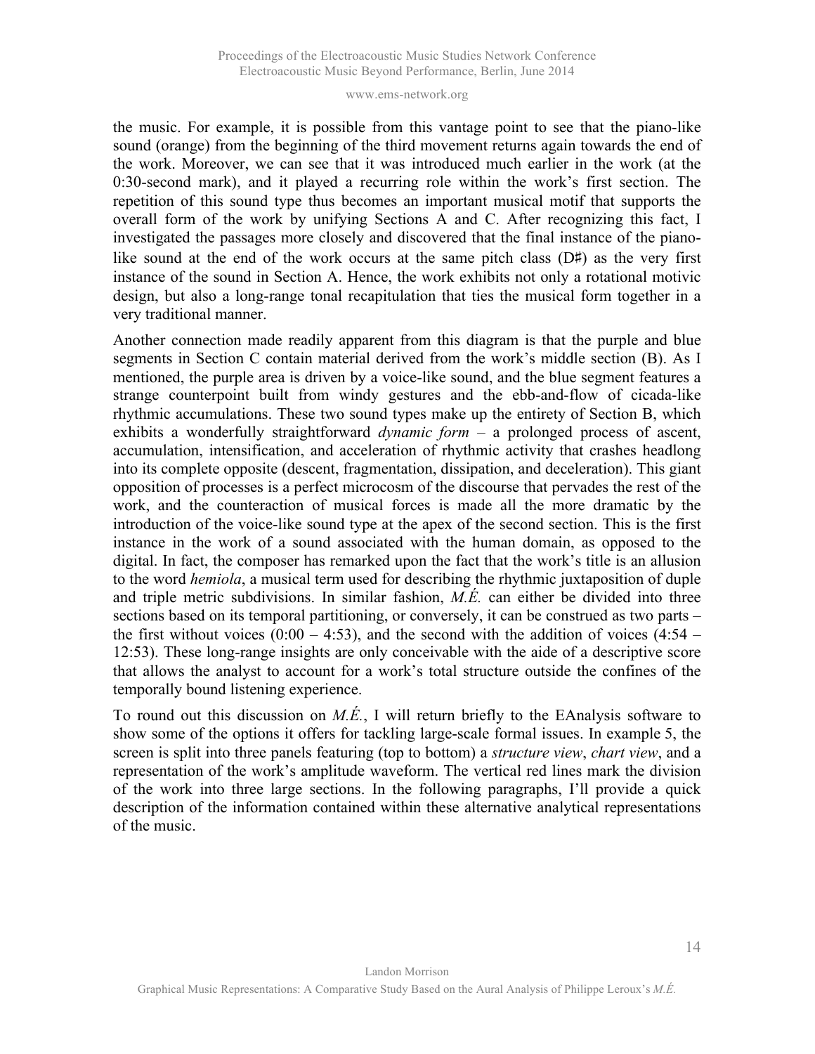the music. For example, it is possible from this vantage point to see that the piano-like sound (orange) from the beginning of the third movement returns again towards the end of the work. Moreover, we can see that it was introduced much earlier in the work (at the 0:30-second mark), and it played a recurring role within the work's first section. The repetition of this sound type thus becomes an important musical motif that supports the overall form of the work by unifying Sections A and C. After recognizing this fact, I investigated the passages more closely and discovered that the final instance of the piano-like sound at the end of the work occurs at the same pitch class (D♯) as the very first instance of the sound in Section A. Hence, the work exhibits not only a rotational motivic design, but also a long-range tonal recapitulation that ties the musical form together in a very traditional manner.

Another connection made readily apparent from this diagram is that the purple and blue segments in Section C contain material derived from the work's middle section (B). As I mentioned, the purple area is driven by a voice-like sound, and the blue segment features a strange counterpoint built from windy gestures and the ebb-and-flow of cicada-like rhythmic accumulations. These two sound types make up the entirety of Section B, which exhibits a wonderfully straightforward *dynamic form* – a prolonged process of ascent, accumulation, intensification, and acceleration of rhythmic activity that crashes headlong into its complete opposite (descent, fragmentation, dissipation, and deceleration). This giant opposition of processes is a perfect microcosm of the discourse that pervades the rest of the work, and the counteraction of musical forces is made all the more dramatic by the introduction of the voice-like sound type at the apex of the second section. This is the first instance in the work of a sound associated with the human domain, as opposed to the digital. In fact, the composer has remarked upon the fact that the work's title is an allusion to the word *hemiola*, a musical term used for describing the rhythmic juxtaposition of duple and triple metric subdivisions. In similar fashion, *M.É.* can either be divided into three sections based on its temporal partitioning, or conversely, it can be construed as two parts – the first without voices (0:00 – 4:53), and the second with the addition of voices (4:54 – 12:53). These long-range insights are only conceivable with the aide of a descriptive score that allows the analyst to account for a work's total structure outside the confines of the temporally bound listening experience.

To round out this discussion on *M.É.*, I will return briefly to the EAnalysis software to show some of the options it offers for tackling large-scale formal issues. In example 5, the screen is split into three panels featuring (top to bottom) a *structure view*, *chart view*, and a representation of the work's amplitude waveform. The vertical red lines mark the division of the work into three large sections. In the following paragraphs, I'll provide a quick description of the information contained within these alternative analytical representations of the music.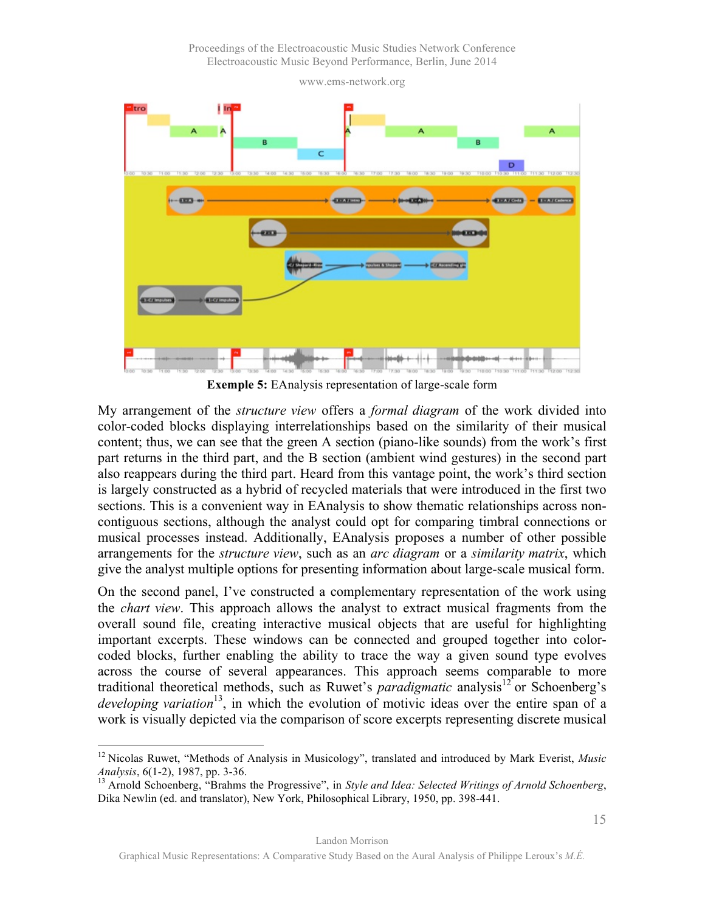**Exemple 5:** EAnalysis representation of large-scale form

My arrangement of the *structure view* offers a *formal diagram* of the work divided into color-coded blocks displaying interrelationships based on the similarity of their musical content; thus, we can see that the green A section (piano-like sounds) from the work's first part returns in the third part, and the B section (ambient wind gestures) in the second part also reappears during the third part. Heard from this vantage point, the work's third section is largely constructed as a hybrid of recycled materials that were introduced in the first two sections. This is a convenient way in EAnalysis to show thematic relationships across non-contiguous sections, although the analyst could opt for comparing timbral connections or musical processes instead. Additionally, EAnalysis proposes a number of other possible arrangements for the *structure view*, such as an *arc diagram* or a *similarity matrix*, which give the analyst multiple options for presenting information about large-scale musical form.

On the second panel, I've constructed a complementary representation of the work using the *chart view*. This approach allows the analyst to extract musical fragments from the overall sound file, creating interactive musical objects that are useful for highlighting important excerpts. These windows can be connected and grouped together into color-coded blocks, further enabling the ability to trace the way a given sound type evolves across the course of several appearances. This approach seems comparable to more traditional theoretical methods, such as Ruwet's *paradigmatic* analysis[12] or Schoenberg's *developing variation*[13], in which the evolution of motivic ideas over the entire span of a work is visually depicted via the comparison of score excerpts representing discrete musical

---

[12] Nicolas Ruwet, "Methods of Analysis in Musicology", translated and introduced by Mark Everist, *Music Analysis*, 6(1-2), 1987, pp. 3-36.

[13] Arnold Schoenberg, "Brahms the Progressive", in *Style and Idea: Selected Writings of Arnold Schoenberg*, Dika Newlin (ed. and translator), New York, Philosophical Library, 1950, pp. 398-441.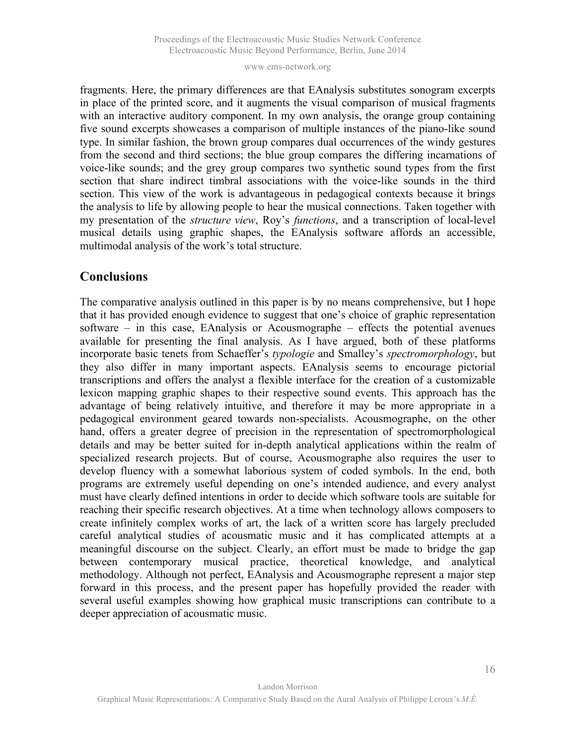fragments. Here, the primary differences are that EAnalysis substitutes sonogram excerpts in place of the printed score, and it augments the visual comparison of musical fragments with an interactive auditory component. In my own analysis, the orange group containing five sound excerpts showcases a comparison of multiple instances of the piano-like sound type. In similar fashion, the brown group compares dual occurrences of the windy gestures from the second and third sections; the blue group compares the differing incarnations of voice-like sounds; and the grey group compares two synthetic sound types from the first section that share indirect timbral associations with the voice-like sounds in the third section. This view of the work is advantageous in pedagogical contexts because it brings the analysis to life by allowing people to hear the musical connections. Taken together with my presentation of the *structure view*, Roy's *functions*, and a transcription of local-level musical details using graphic shapes, the EAnalysis software affords an accessible, multimodal analysis of the work's total structure.

## Conclusions

The comparative analysis outlined in this paper is by no means comprehensive, but I hope that it has provided enough evidence to suggest that one's choice of graphic representation software – in this case, EAnalysis or Acousmographe – effects the potential avenues available for presenting the final analysis. As I have argued, both of these platforms incorporate basic tenets from Schaeffer's *typologie* and Smalley's *spectromorphology*, but they also differ in many important aspects. EAnalysis seems to encourage pictorial transcriptions and offers the analyst a flexible interface for the creation of a customizable lexicon mapping graphic shapes to their respective sound events. This approach has the advantage of being relatively intuitive, and therefore it may be more appropriate in a pedagogical environment geared towards non-specialists. Acousmographe, on the other hand, offers a greater degree of precision in the representation of spectromorphological details and may be better suited for in-depth analytical applications within the realm of specialized research projects. But of course, Acousmographe also requires the user to develop fluency with a somewhat laborious system of coded symbols. In the end, both programs are extremely useful depending on one's intended audience, and every analyst must have clearly defined intentions in order to decide which software tools are suitable for reaching their specific research objectives. At a time when technology allows composers to create infinitely complex works of art, the lack of a written score has largely precluded careful analytical studies of acousmatic music and it has complicated attempts at a meaningful discourse on the subject. Clearly, an effort must be made to bridge the gap between contemporary musical practice, theoretical knowledge, and analytical methodology. Although not perfect, EAnalysis and Acousmographe represent a major step forward in this process, and the present paper has hopefully provided the reader with several useful examples showing how graphical music transcriptions can contribute to a deeper appreciation of acousmatic music.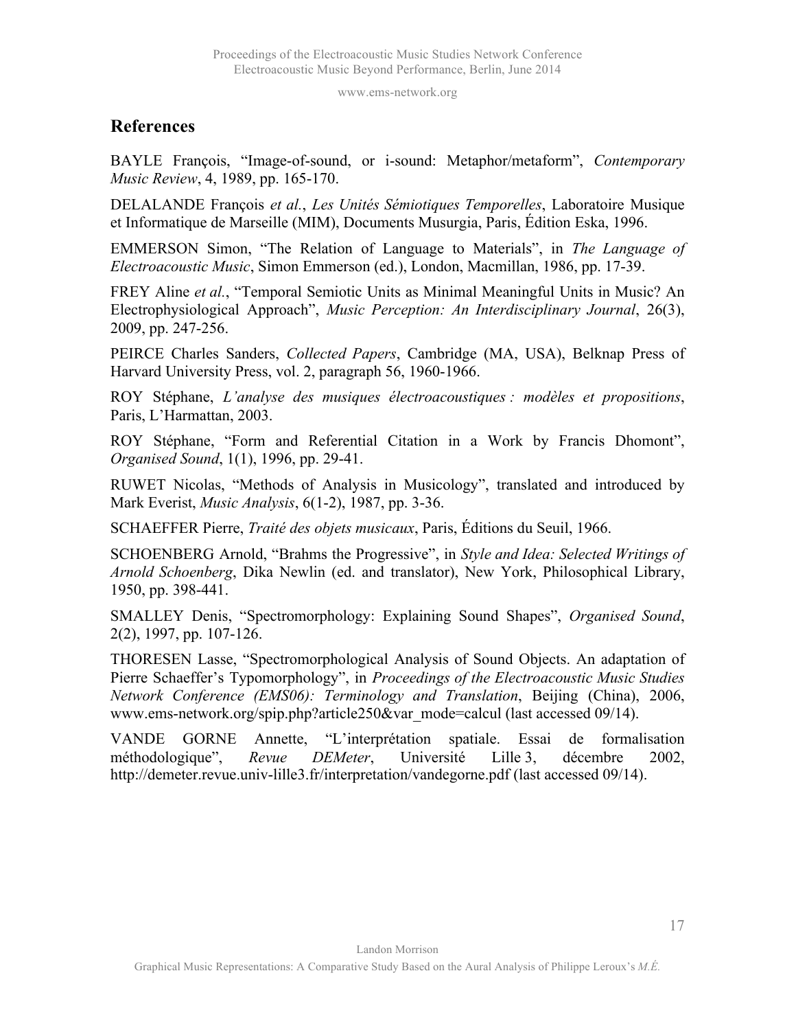## References

BAYLE François, "Image-of-sound, or i-sound: Metaphor/metaform", *Contemporary Music Review*, 4, 1989, pp. 165-170.

DELALANDE François *et al.*, *Les Unités Sémiotiques Temporelles*, Laboratoire Musique et Informatique de Marseille (MIM), Documents Musurgia, Paris, Édition Eska, 1996.

EMMERSON Simon, "The Relation of Language to Materials", in *The Language of Electroacoustic Music*, Simon Emmerson (ed.), London, Macmillan, 1986, pp. 17-39.

FREY Aline *et al.*, "Temporal Semiotic Units as Minimal Meaningful Units in Music? An Electrophysiological Approach", *Music Perception: An Interdisciplinary Journal*, 26(3), 2009, pp. 247-256.

PEIRCE Charles Sanders, *Collected Papers*, Cambridge (MA, USA), Belknap Press of Harvard University Press, vol. 2, paragraph 56, 1960-1966.

ROY Stéphane, *L'analyse des musiques électroacoustiques : modèles et propositions*, Paris, L'Harmattan, 2003.

ROY Stéphane, "Form and Referential Citation in a Work by Francis Dhomont", *Organised Sound*, 1(1), 1996, pp. 29-41.

RUWET Nicolas, "Methods of Analysis in Musicology", translated and introduced by Mark Everist, *Music Analysis*, 6(1-2), 1987, pp. 3-36.

SCHAEFFER Pierre, *Traité des objets musicaux*, Paris, Éditions du Seuil, 1966.

SCHOENBERG Arnold, "Brahms the Progressive", in *Style and Idea: Selected Writings of Arnold Schoenberg*, Dika Newlin (ed. and translator), New York, Philosophical Library, 1950, pp. 398-441.

SMALLEY Denis, "Spectromorphology: Explaining Sound Shapes", *Organised Sound*, 2(2), 1997, pp. 107-126.

THORESEN Lasse, "Spectromorphological Analysis of Sound Objects. An adaptation of Pierre Schaeffer's Typomorphology", in *Proceedings of the Electroacoustic Music Studies Network Conference (EMS06): Terminology and Translation*, Beijing (China), 2006, www.ems-network.org/spip.php?article250&var_mode=calcul (last accessed 09/14).

VANDE GORNE Annette, "L'interprétation spatiale. Essai de formalisation méthodologique", *Revue DEMeter*, Université Lille 3, décembre 2002, http://demeter.revue.univ-lille3.fr/interpretation/vandegorne.pdf (last accessed 09/14).